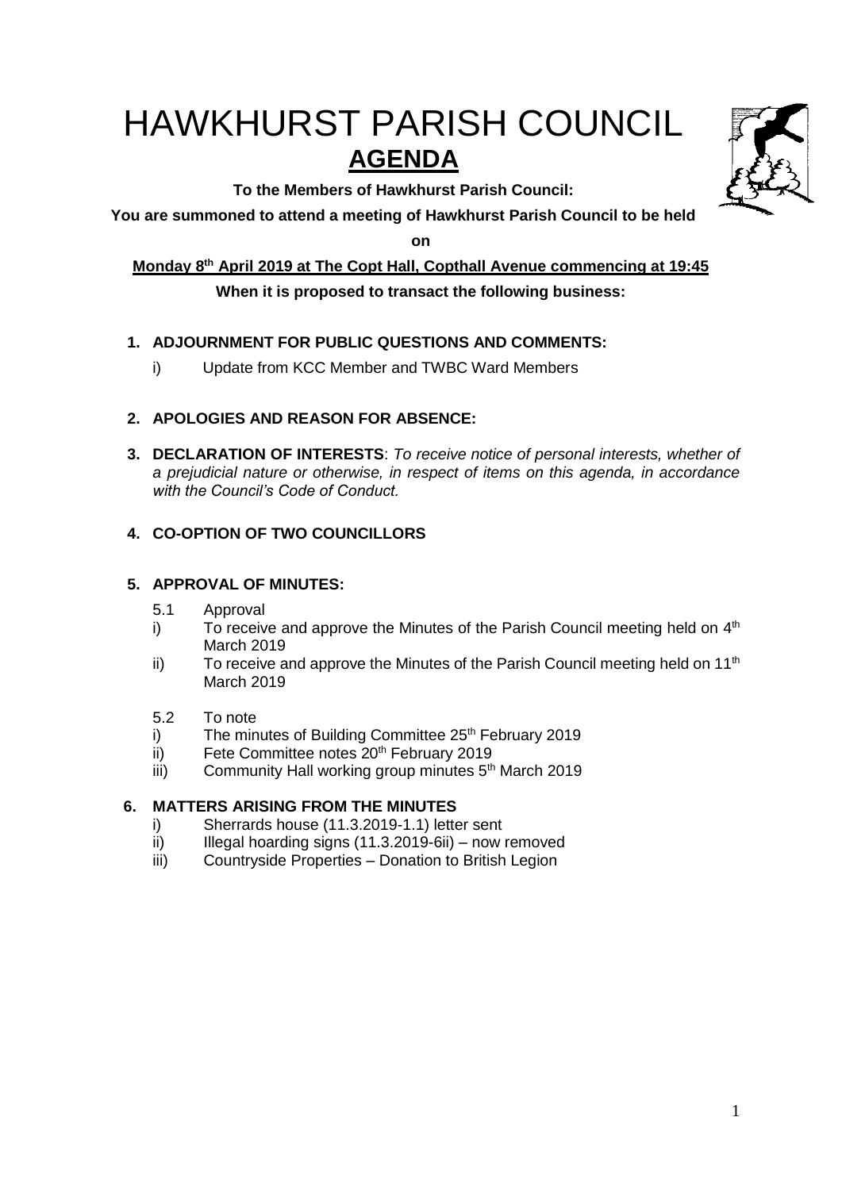# HAWKHURST PARISH COUNCIL

## AGENDA

**To the Members of Hawkhurst Parish Council:**

**You are summoned to attend a meeting of Hawkhurst Parish Council to be held on**

**Monday 8th April 2019 at The Copt Hall, Copthall Avenue commencing at 19:45**

**When it is proposed to transact the following business:**

1. **ADJOURNMENT FOR PUBLIC QUESTIONS AND COMMENTS:**
   - i) Update from KCC Member and TWBC Ward Members

2. **APOLOGIES AND REASON FOR ABSENCE:**

3. **DECLARATION OF INTERESTS**: *To receive notice of personal interests, whether of a prejudicial nature or otherwise, in respect of items on this agenda, in accordance with the Council's Code of Conduct.*

4. **CO-OPTION OF TWO COUNCILLORS**

5. **APPROVAL OF MINUTES:**
   - 5.1 Approval
     - i) To receive and approve the Minutes of the Parish Council meeting held on 4th March 2019
     - ii) To receive and approve the Minutes of the Parish Council meeting held on 11th March 2019
   - 5.2 To note
     - i) The minutes of Building Committee 25th February 2019
     - ii) Fete Committee notes 20th February 2019
     - iii) Community Hall working group minutes 5th March 2019

6. **MATTERS ARISING FROM THE MINUTES**
   - i) Sherrards house (11.3.2019-1.1) letter sent
   - ii) Illegal hoarding signs (11.3.2019-6ii) – now removed
   - iii) Countryside Properties – Donation to British Legion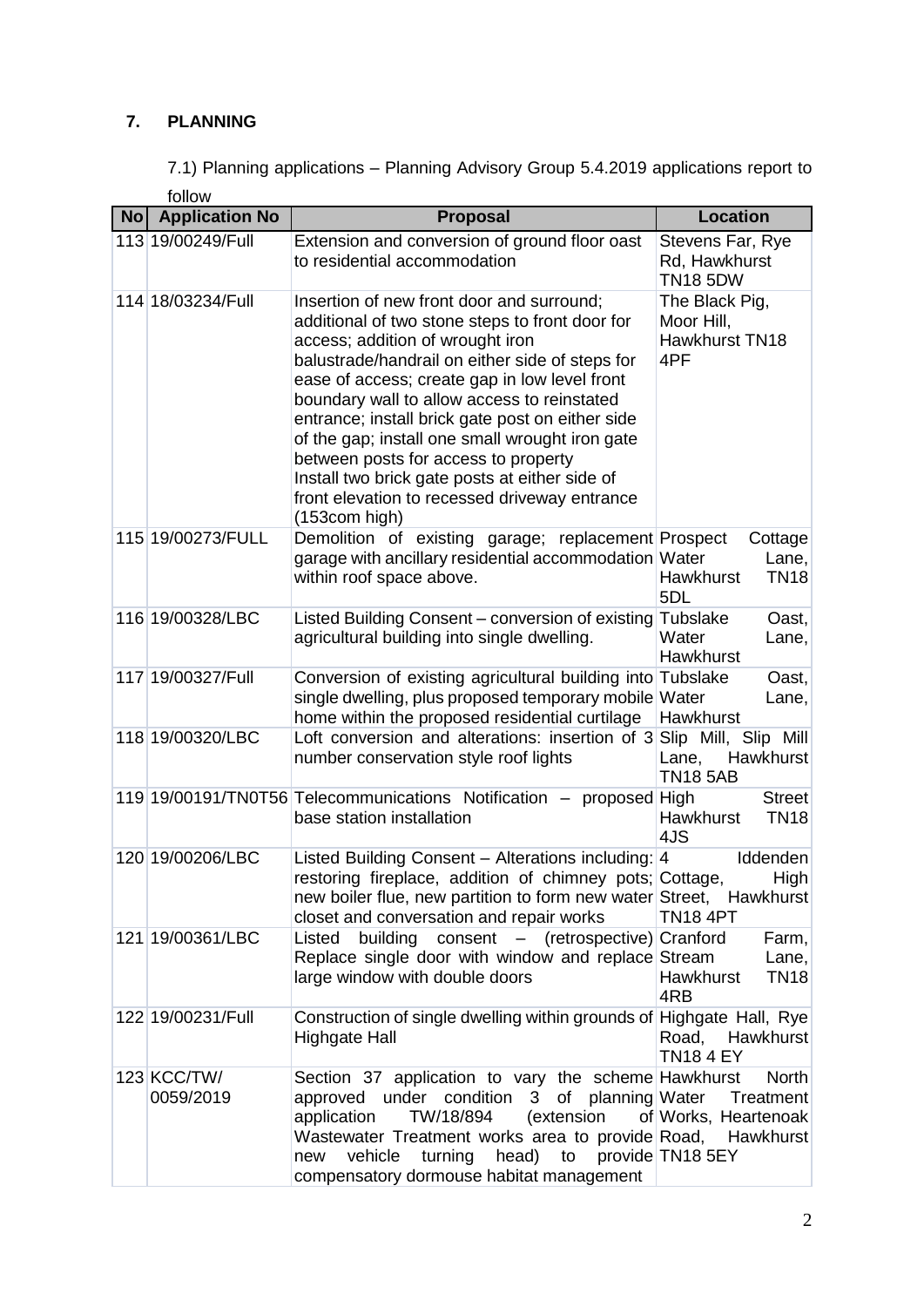## 7. PLANNING

7.1) Planning applications – Planning Advisory Group 5.4.2019 applications report to follow

| No | Application No | Proposal | Location |
|---|---|---|---|
| 113 | 19/00249/Full | Extension and conversion of ground floor oast to residential accommodation | Stevens Far, Rye Rd, Hawkhurst TN18 5DW |
| 114 | 18/03234/Full | Insertion of new front door and surround; additional of two stone steps to front door for access; addition of wrought iron balustrade/handrail on either side of steps for ease of access; create gap in low level front boundary wall to allow access to reinstated entrance; install brick gate post on either side of the gap; install one small wrought iron gate between posts for access to property<br>Install two brick gate posts at either side of front elevation to recessed driveway entrance (153com high) | The Black Pig, Moor Hill, Hawkhurst TN18 4PF |
| 115 | 19/00273/FULL | Demolition of existing garage; replacement garage with ancillary residential accommodation within roof space above. | Prospect Cottage Water Lane, Hawkhurst TN18 5DL |
| 116 | 19/00328/LBC | Listed Building Consent – conversion of existing agricultural building into single dwelling. | Tubslake Oast, Water Lane, Hawkhurst |
| 117 | 19/00327/Full | Conversion of existing agricultural building into single dwelling, plus proposed temporary mobile home within the proposed residential curtilage | Tubslake Oast, Water Lane, Hawkhurst |
| 118 | 19/00320/LBC | Loft conversion and alterations: insertion of 3 number conservation style roof lights | Slip Mill, Slip Mill Lane, Hawkhurst TN18 5AB |
| 119 | 19/00191/TN0T56 | Telecommunications Notification – proposed base station installation | High Street Hawkhurst TN18 4JS |
| 120 | 19/00206/LBC | Listed Building Consent – Alterations including: restoring fireplace, addition of chimney pots; new boiler flue, new partition to form new water closet and conversation and repair works | 4 Iddenden Cottage, High Street, Hawkhurst TN18 4PT |
| 121 | 19/00361/LBC | Listed building consent – (retrospective) Replace single door with window and replace large window with double doors | Cranford Farm, Stream Lane, Hawkhurst TN18 4RB |
| 122 | 19/00231/Full | Construction of single dwelling within grounds of Highgate Hall | Highgate Hall, Rye Road, Hawkhurst TN18 4 EY |
| 123 | KCC/TW/ 0059/2019 | Section 37 application to vary the scheme approved under condition 3 of planning application TW/18/894 (extension of Wastewater Treatment works area to provide new vehicle turning head) to provide compensatory dormouse habitat management | Hawkhurst North Water Treatment Works, Heartenoak Road, Hawkhurst TN18 5EY |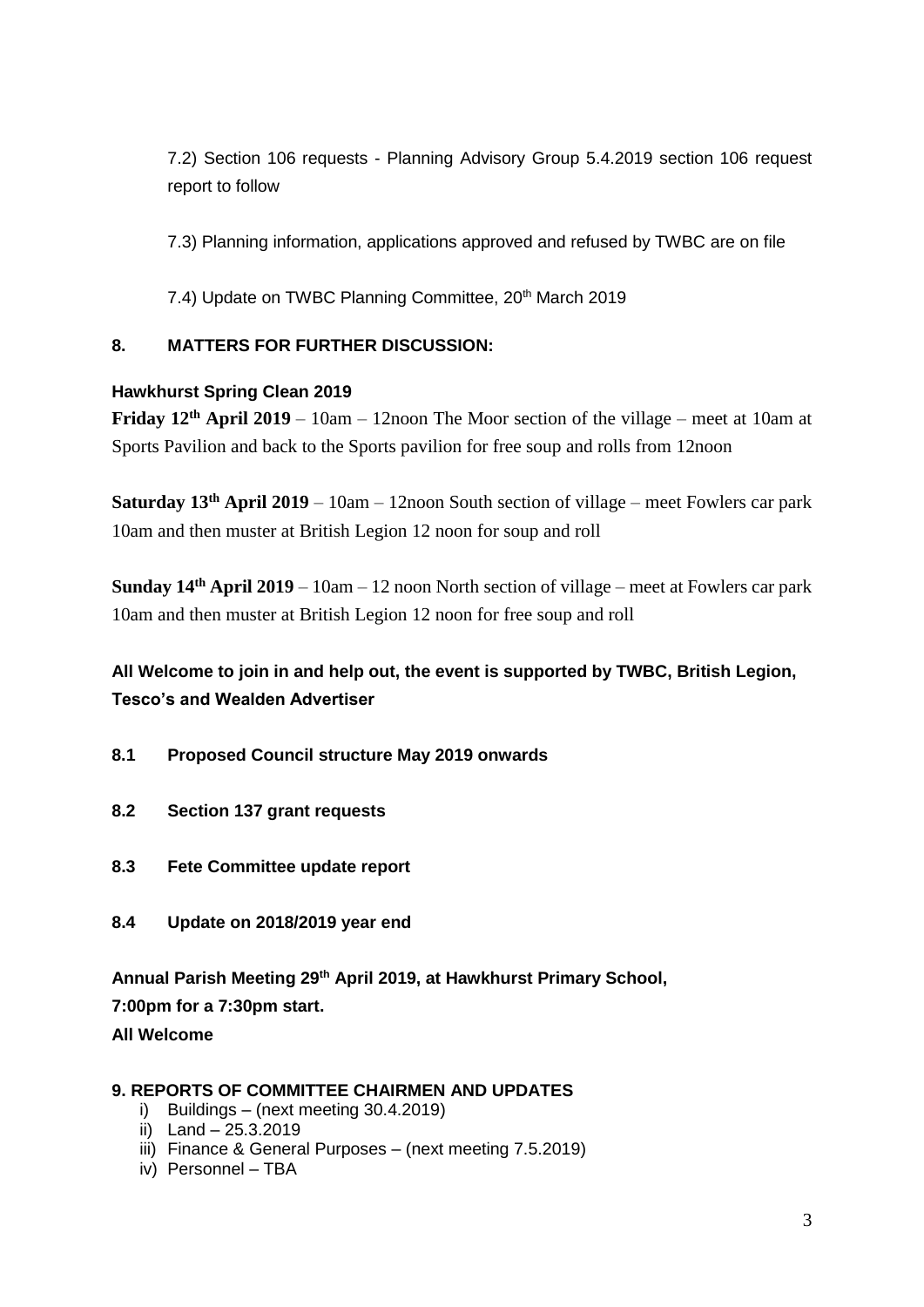7.2) Section 106 requests - Planning Advisory Group 5.4.2019 section 106 request report to follow

7.3) Planning information, applications approved and refused by TWBC are on file

7.4) Update on TWBC Planning Committee, 20th March 2019

**8. MATTERS FOR FURTHER DISCUSSION:**

**Hawkhurst Spring Clean 2019**

**Friday 12th April 2019** – 10am – 12noon The Moor section of the village – meet at 10am at Sports Pavilion and back to the Sports pavilion for free soup and rolls from 12noon

**Saturday 13th April 2019** – 10am – 12noon South section of village – meet Fowlers car park 10am and then muster at British Legion 12 noon for soup and roll

**Sunday 14th April 2019** – 10am – 12 noon North section of village – meet at Fowlers car park 10am and then muster at British Legion 12 noon for free soup and roll

**All Welcome to join in and help out, the event is supported by TWBC, British Legion, Tesco's and Wealden Advertiser**

**8.1 Proposed Council structure May 2019 onwards**

**8.2 Section 137 grant requests**

**8.3 Fete Committee update report**

**8.4 Update on 2018/2019 year end**

**Annual Parish Meeting 29th April 2019, at Hawkhurst Primary School,**
**7:00pm for a 7:30pm start.**
**All Welcome**

**9. REPORTS OF COMMITTEE CHAIRMEN AND UPDATES**

i) Buildings – (next meeting 30.4.2019)
ii) Land – 25.3.2019
iii) Finance & General Purposes – (next meeting 7.5.2019)
iv) Personnel – TBA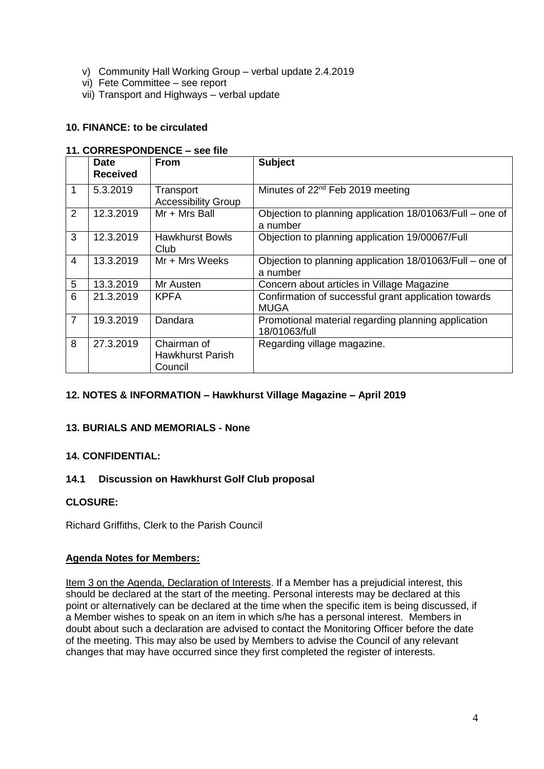v) Community Hall Working Group – verbal update 2.4.2019
vi) Fete Committee – see report
vii) Transport and Highways – verbal update

**10. FINANCE: to be circulated**

**11. CORRESPONDENCE – see file**

| | Date Received | From | Subject |
|---|---|---|---|
| 1 | 5.3.2019 | Transport Accessibility Group | Minutes of 22nd Feb 2019 meeting |
| 2 | 12.3.2019 | Mr + Mrs Ball | Objection to planning application 18/01063/Full – one of a number |
| 3 | 12.3.2019 | Hawkhurst Bowls Club | Objection to planning application 19/00067/Full |
| 4 | 13.3.2019 | Mr + Mrs Weeks | Objection to planning application 18/01063/Full – one of a number |
| 5 | 13.3.2019 | Mr Austen | Concern about articles in Village Magazine |
| 6 | 21.3.2019 | KPFA | Confirmation of successful grant application towards MUGA |
| 7 | 19.3.2019 | Dandara | Promotional material regarding planning application 18/01063/full |
| 8 | 27.3.2019 | Chairman of Hawkhurst Parish Council | Regarding village magazine. |

**12. NOTES & INFORMATION – Hawkhurst Village Magazine – April 2019**

**13. BURIALS AND MEMORIALS - None**

**14. CONFIDENTIAL:**

**14.1 Discussion on Hawkhurst Golf Club proposal**

**CLOSURE:**

Richard Griffiths, Clerk to the Parish Council

**Agenda Notes for Members:**

Item 3 on the Agenda, Declaration of Interests. If a Member has a prejudicial interest, this should be declared at the start of the meeting. Personal interests may be declared at this point or alternatively can be declared at the time when the specific item is being discussed, if a Member wishes to speak on an item in which s/he has a personal interest. Members in doubt about such a declaration are advised to contact the Monitoring Officer before the date of the meeting. This may also be used by Members to advise the Council of any relevant changes that may have occurred since they first completed the register of interests.